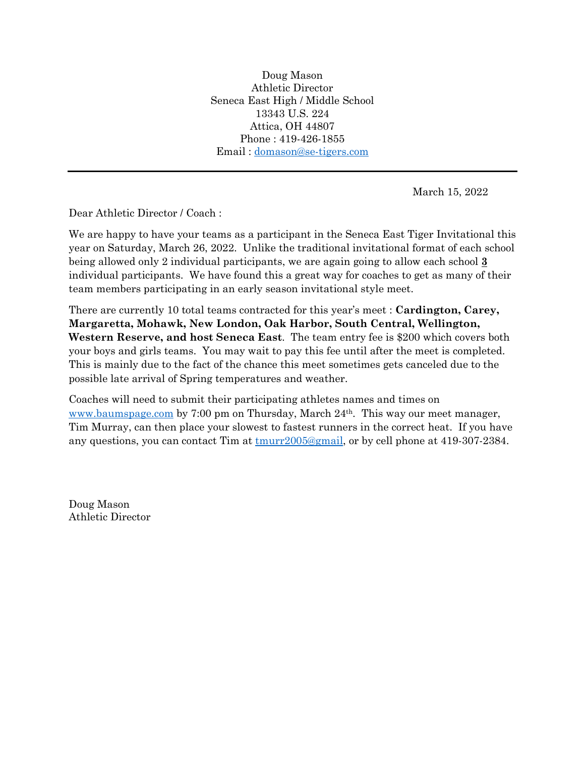Doug Mason
Athletic Director
Seneca East High / Middle School
13343 U.S. 224
Attica, OH 44807
Phone : 419-426-1855
Email : domason@se-tigers.com

---

March 15, 2022

Dear Athletic Director / Coach :

We are happy to have your teams as a participant in the Seneca East Tiger Invitational this year on Saturday, March 26, 2022. Unlike the traditional invitational format of each school being allowed only 2 individual participants, we are again going to allow each school **3** individual participants. We have found this a great way for coaches to get as many of their team members participating in an early season invitational style meet.

There are currently 10 total teams contracted for this year's meet : **Cardington, Carey, Margaretta, Mohawk, New London, Oak Harbor, South Central, Wellington, Western Reserve, and host Seneca East**. The team entry fee is $200 which covers both your boys and girls teams. You may wait to pay this fee until after the meet is completed. This is mainly due to the fact of the chance this meet sometimes gets canceled due to the possible late arrival of Spring temperatures and weather.

Coaches will need to submit their participating athletes names and times on www.baumspage.com by 7:00 pm on Thursday, March 24th. This way our meet manager, Tim Murray, can then place your slowest to fastest runners in the correct heat. If you have any questions, you can contact Tim at tmurr2005@gmail, or by cell phone at 419-307-2384.

Doug Mason
Athletic Director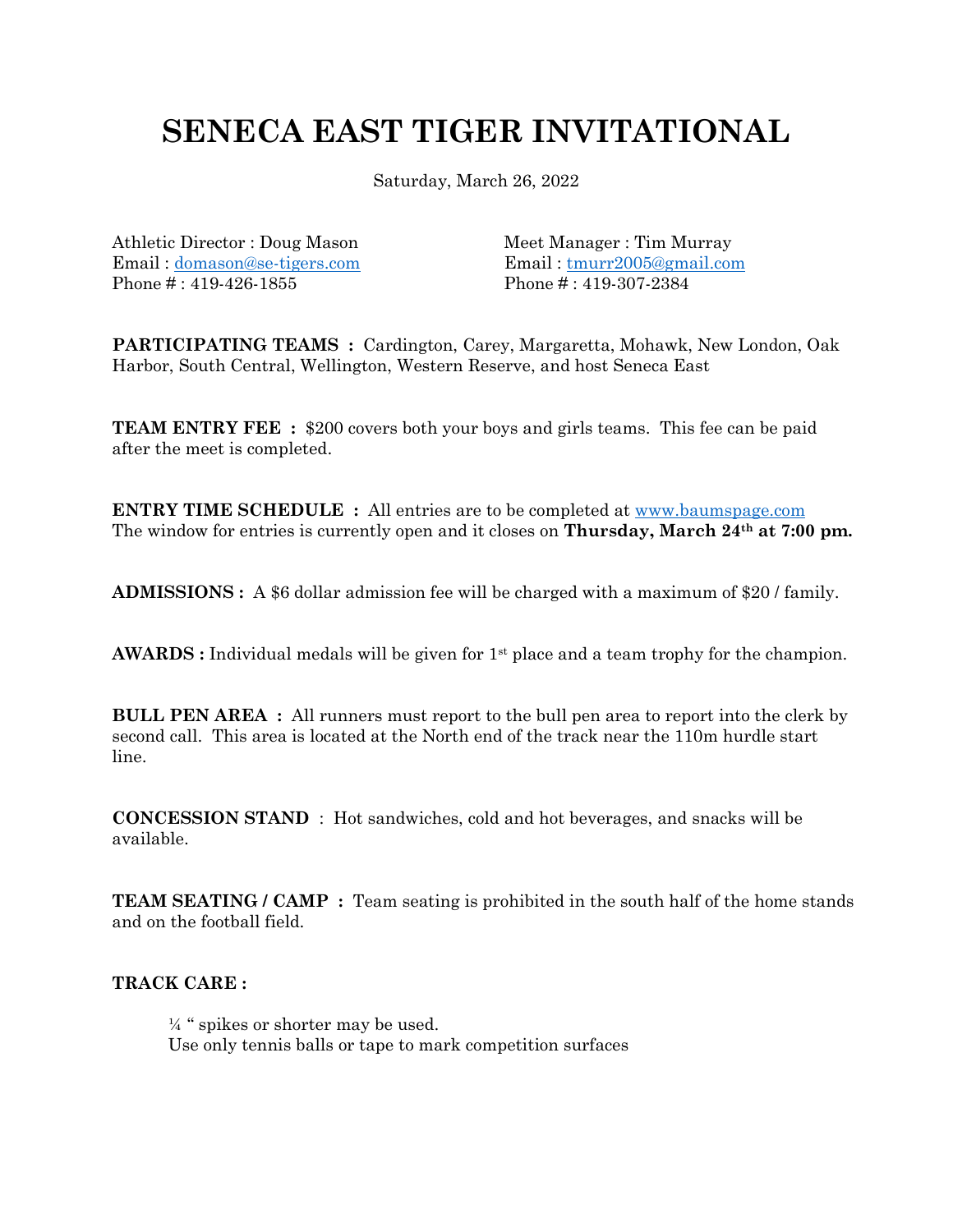# SENECA EAST TIGER INVITATIONAL

Saturday, March 26, 2022

Athletic Director : Doug Mason
Email : domason@se-tigers.com
Phone # : 419-426-1855

Meet Manager : Tim Murray
Email : tmurr2005@gmail.com
Phone # : 419-307-2384

**PARTICIPATING TEAMS :** Cardington, Carey, Margaretta, Mohawk, New London, Oak Harbor, South Central, Wellington, Western Reserve, and host Seneca East

**TEAM ENTRY FEE :** $200 covers both your boys and girls teams. This fee can be paid after the meet is completed.

**ENTRY TIME SCHEDULE :** All entries are to be completed at www.baumspage.com The window for entries is currently open and it closes on **Thursday, March 24th at 7:00 pm.**

**ADMISSIONS :** A $6 dollar admission fee will be charged with a maximum of $20 / family.

**AWARDS :** Individual medals will be given for 1st place and a team trophy for the champion.

**BULL PEN AREA :** All runners must report to the bull pen area to report into the clerk by second call. This area is located at the North end of the track near the 110m hurdle start line.

**CONCESSION STAND** : Hot sandwiches, cold and hot beverages, and snacks will be available.

**TEAM SEATING / CAMP :** Team seating is prohibited in the south half of the home stands and on the football field.

**TRACK CARE :**

¼ " spikes or shorter may be used.
Use only tennis balls or tape to mark competition surfaces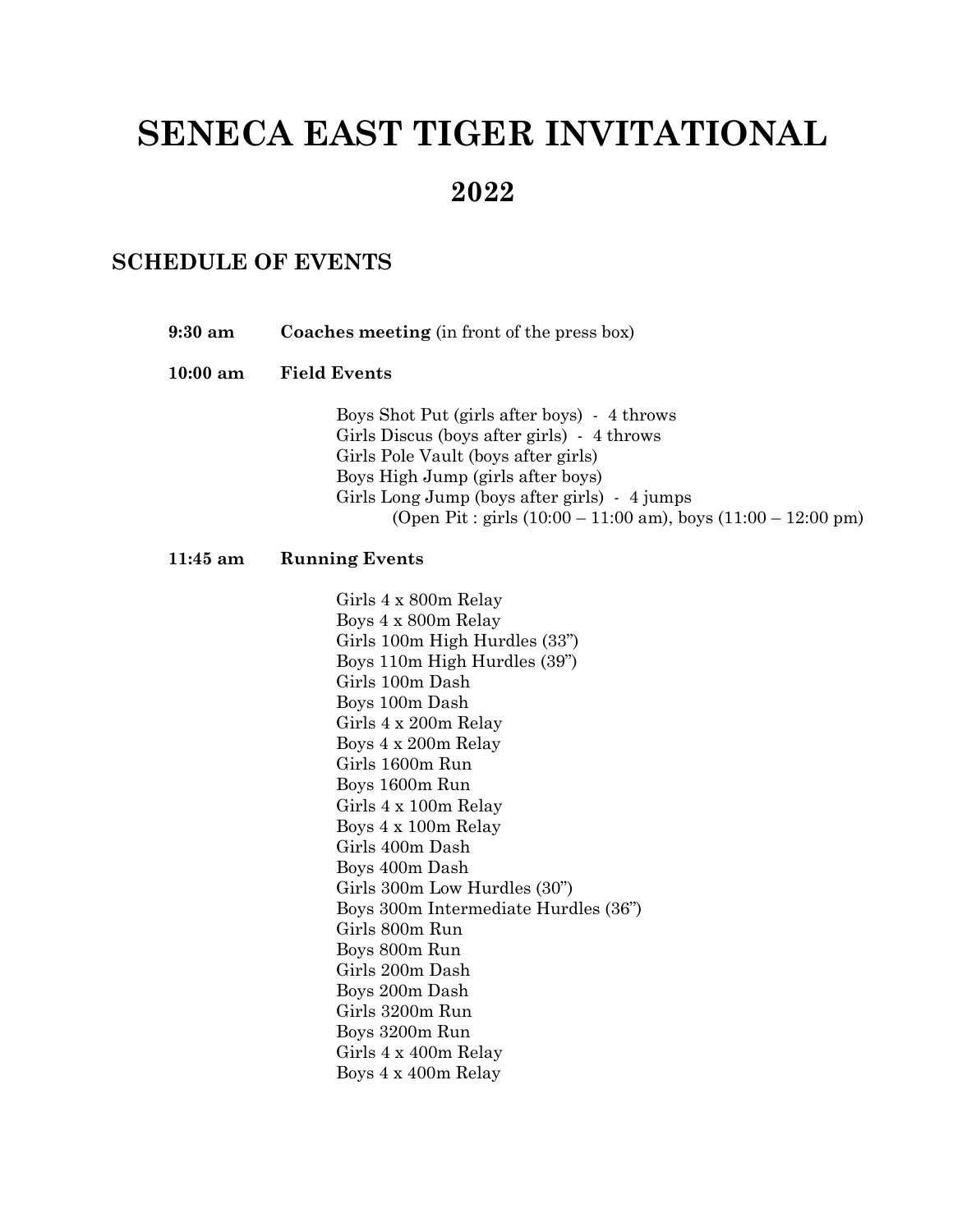# SENECA EAST TIGER INVITATIONAL

## 2022

### SCHEDULE OF EVENTS

**9:30 am** **Coaches meeting** (in front of the press box)

**10:00 am** **Field Events**

Boys Shot Put (girls after boys) - 4 throws
Girls Discus (boys after girls) - 4 throws
Girls Pole Vault (boys after girls)
Boys High Jump (girls after boys)
Girls Long Jump (boys after girls) - 4 jumps
(Open Pit : girls (10:00 – 11:00 am), boys (11:00 – 12:00 pm)

**11:45 am** **Running Events**

Girls 4 x 800m Relay
Boys 4 x 800m Relay
Girls 100m High Hurdles (33")
Boys 110m High Hurdles (39")
Girls 100m Dash
Boys 100m Dash
Girls 4 x 200m Relay
Boys 4 x 200m Relay
Girls 1600m Run
Boys 1600m Run
Girls 4 x 100m Relay
Boys 4 x 100m Relay
Girls 400m Dash
Boys 400m Dash
Girls 300m Low Hurdles (30")
Boys 300m Intermediate Hurdles (36")
Girls 800m Run
Boys 800m Run
Girls 200m Dash
Boys 200m Dash
Girls 3200m Run
Boys 3200m Run
Girls 4 x 400m Relay
Boys 4 x 400m Relay